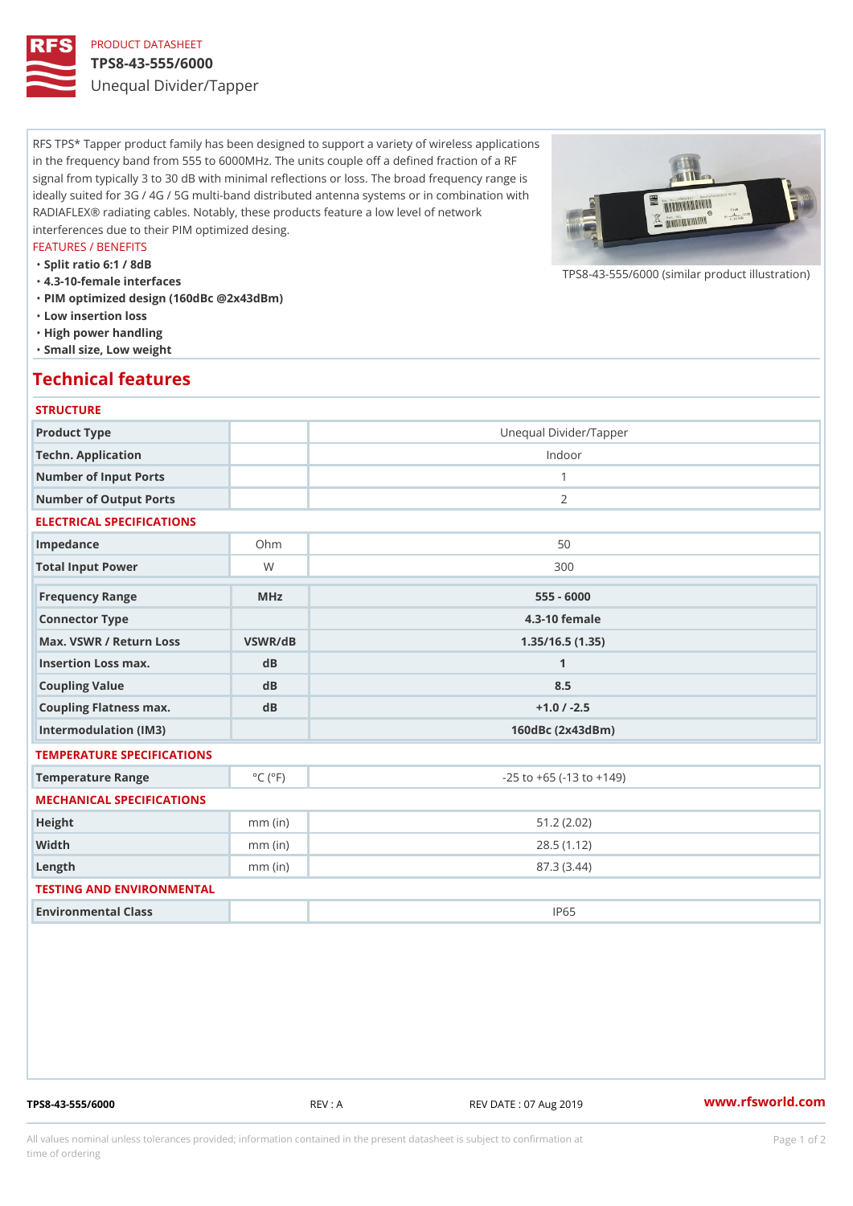PRODUCT DATASHEET

# TPS8-43-555/6000

## Unequal Divider/Tapper

RFS TPS* Tapper product family has been designed to support a variety of wireless applications in the frequency band from 555 to 6000MHz. The units couple off a defined fraction of a RF signal from typically 3 to 30 dB with minimal reflections or loss. The broad frequency range is ideally suited for 3G / 4G / 5G multi-band distributed antenna systems or in combination with RADIAFLEX® radiating cables. Notably, these products feature a low level of network interferences due to their PIM optimized desing.

FEATURES / BENEFITS

- Split ratio 6:1 / 8dB
- 4.3-10-female interfaces
- PIM optimized design (160dBc @2x43dBm)
- Low insertion loss
- High power handling
- Small size, Low weight

TPS8-43-555/6000 (similar product illustration)

## Technical features

### STRUCTURE

| | | |
|---|---|---|
| Product Type | | Unequal Divider/Tapper |
| Techn. Application | | Indoor |
| Number of Input Ports | | 1 |
| Number of Output Ports | | 2 |

### ELECTRICAL SPECIFICATIONS

| | | |
|---|---|---|
| Impedance | Ohm | 50 |
| Total Input Power | W | 300 |
| Frequency Range | MHz | 555 - 6000 |
| Connector Type | | 4.3-10 female |
| Max. VSWR / Return Loss | VSWR/dB | 1.35/16.5 (1.35) |
| Insertion Loss max. | dB | 1 |
| Coupling Value | dB | 8.5 |
| Coupling Flatness max. | dB | +1.0 / -2.5 |
| Intermodulation (IM3) | | 160dBc (2x43dBm) |

### TEMPERATURE SPECIFICATIONS

| | | |
|---|---|---|
| Temperature Range | °C (°F) | -25 to +65 (-13 to +149) |

### MECHANICAL SPECIFICATIONS

| | | |
|---|---|---|
| Height | mm (in) | 51.2 (2.02) |
| Width | mm (in) | 28.5 (1.12) |
| Length | mm (in) | 87.3 (3.44) |

### TESTING AND ENVIRONMENTAL

| | | |
|---|---|---|
| Environmental Class | | IP65 |

TPS8-43-555/6000 REV : A REV DATE : 07 Aug 2019 www.rfsworld.com

All values nominal unless tolerances provided; information contained in the present datasheet is subject to confirmation at time of ordering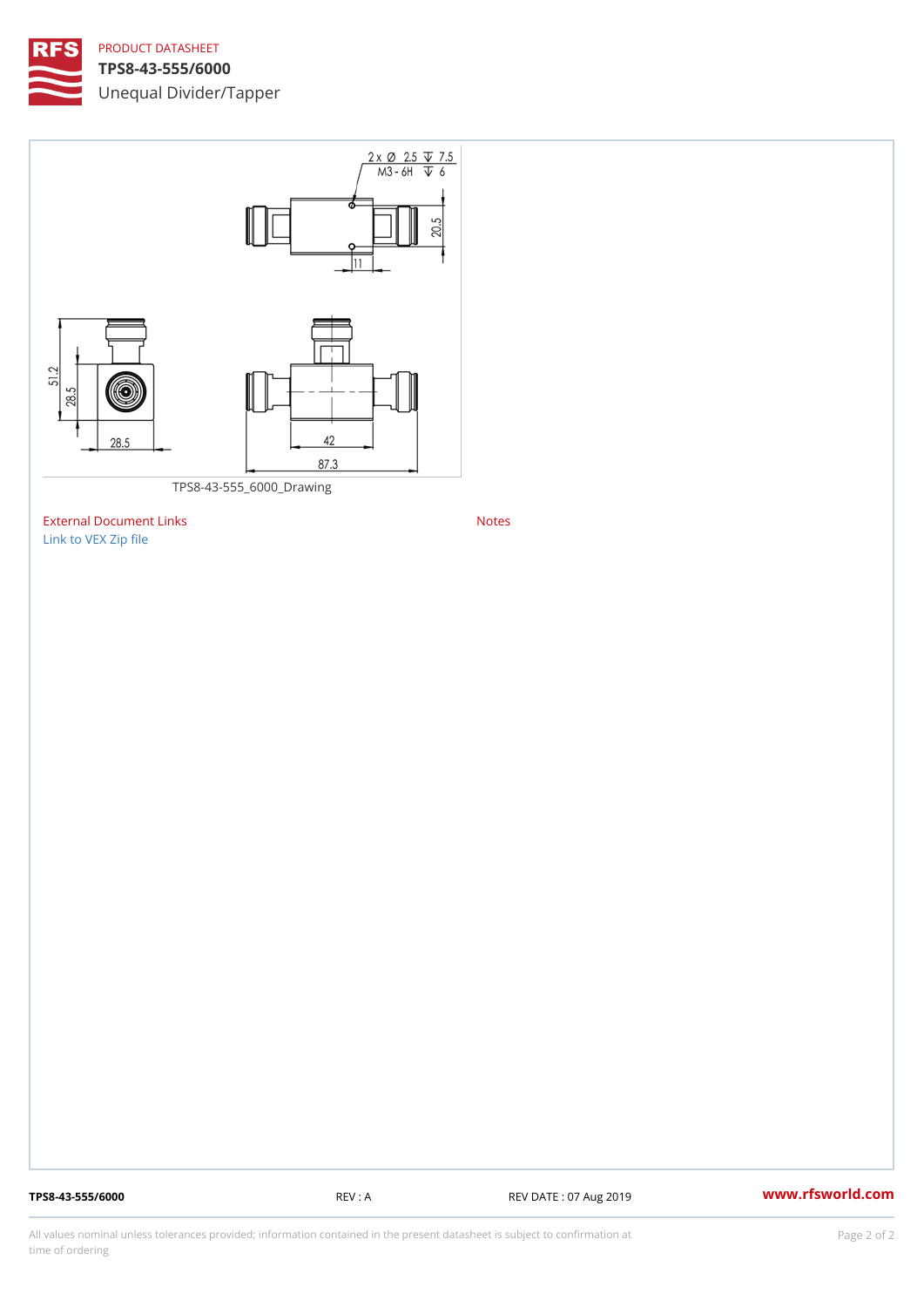PRODUCT DATASHEET

# TPS8-43-555/6000

Unequal Divider/Tapper

2 x Ø 2.5 ↧ 7.5
M3 - 6H ↧ 6
20.5
11
51.2
28.5
28.5
42
87.3

TPS8-43-555_6000_Drawing

## External Document Links

Link to VEX Zip file

## Notes

TPS8-43-555/6000 REV : A REV DATE : 07 Aug 2019 www.rfsworld.com

All values nominal unless tolerances provided; information contained in the present datasheet is subject to confirmation at time of ordering